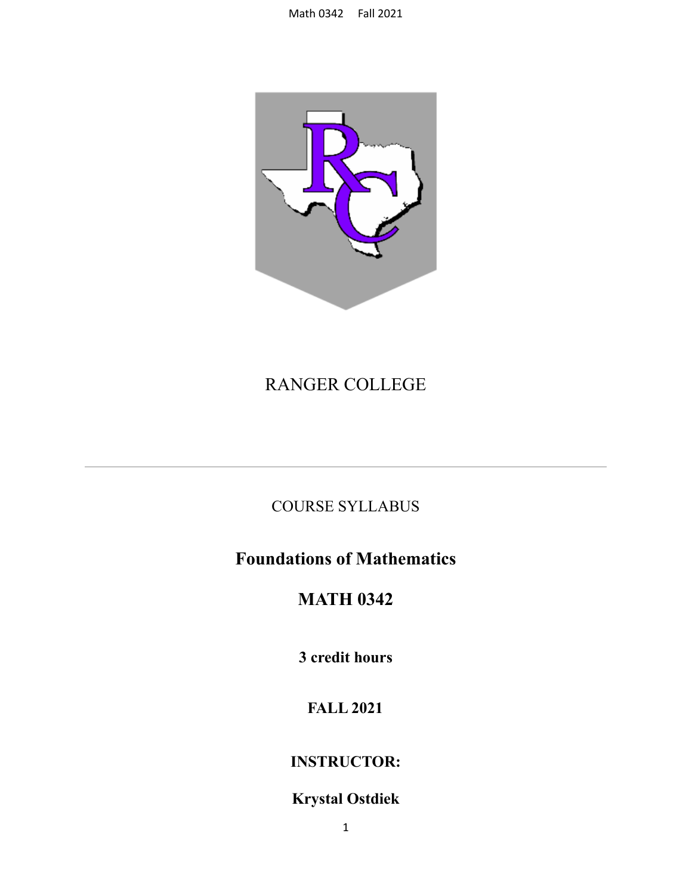RANGER COLLEGE

---

COURSE SYLLABUS

# Foundations of Mathematics

# MATH 0342

**3 credit hours**

**FALL 2021**

**INSTRUCTOR:**

**Krystal Ostdiek**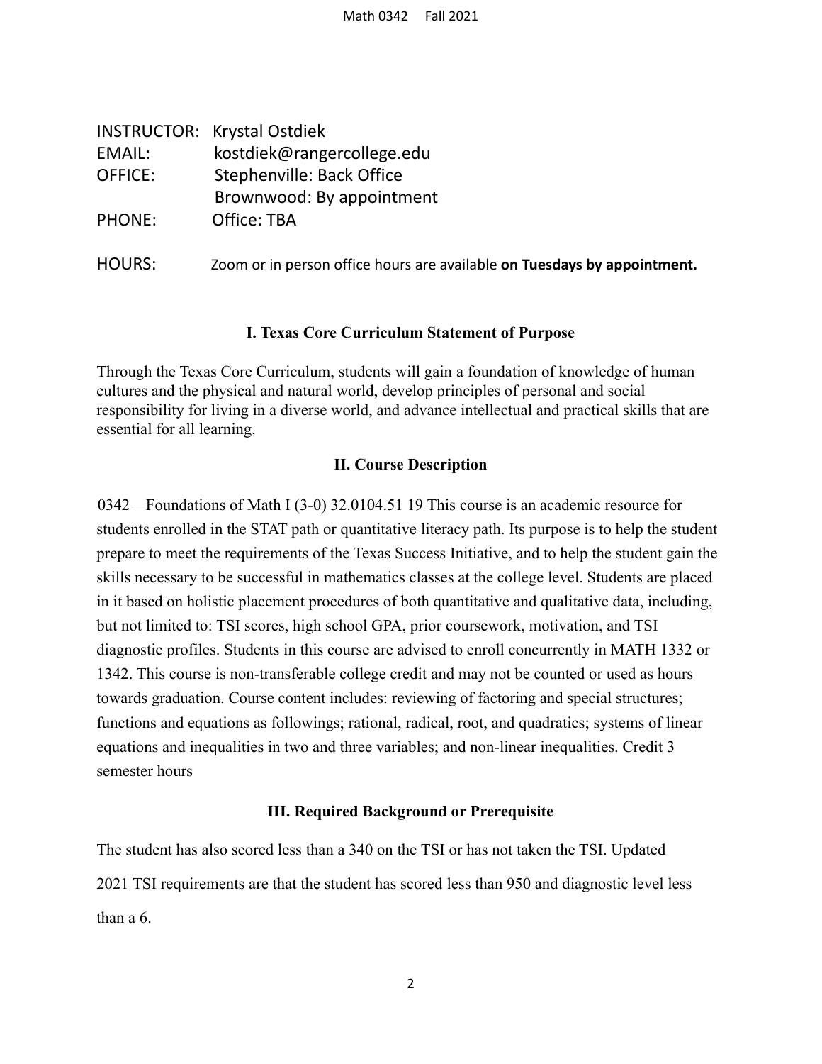INSTRUCTOR: Krystal Ostdiek
EMAIL: kostdiek@rangercollege.edu
OFFICE: Stephenville: Back Office
Brownwood: By appointment
PHONE: Office: TBA

HOURS: Zoom or in person office hours are available **on Tuesdays by appointment.**

## I. Texas Core Curriculum Statement of Purpose

Through the Texas Core Curriculum, students will gain a foundation of knowledge of human cultures and the physical and natural world, develop principles of personal and social responsibility for living in a diverse world, and advance intellectual and practical skills that are essential for all learning.

## II. Course Description

0342 – Foundations of Math I (3-0) 32.0104.51 19 This course is an academic resource for students enrolled in the STAT path or quantitative literacy path. Its purpose is to help the student prepare to meet the requirements of the Texas Success Initiative, and to help the student gain the skills necessary to be successful in mathematics classes at the college level. Students are placed in it based on holistic placement procedures of both quantitative and qualitative data, including, but not limited to: TSI scores, high school GPA, prior coursework, motivation, and TSI diagnostic profiles. Students in this course are advised to enroll concurrently in MATH 1332 or 1342. This course is non-transferable college credit and may not be counted or used as hours towards graduation. Course content includes: reviewing of factoring and special structures; functions and equations as followings; rational, radical, root, and quadratics; systems of linear equations and inequalities in two and three variables; and non-linear inequalities. Credit 3 semester hours

## III. Required Background or Prerequisite

The student has also scored less than a 340 on the TSI or has not taken the TSI. Updated 2021 TSI requirements are that the student has scored less than 950 and diagnostic level less than a 6.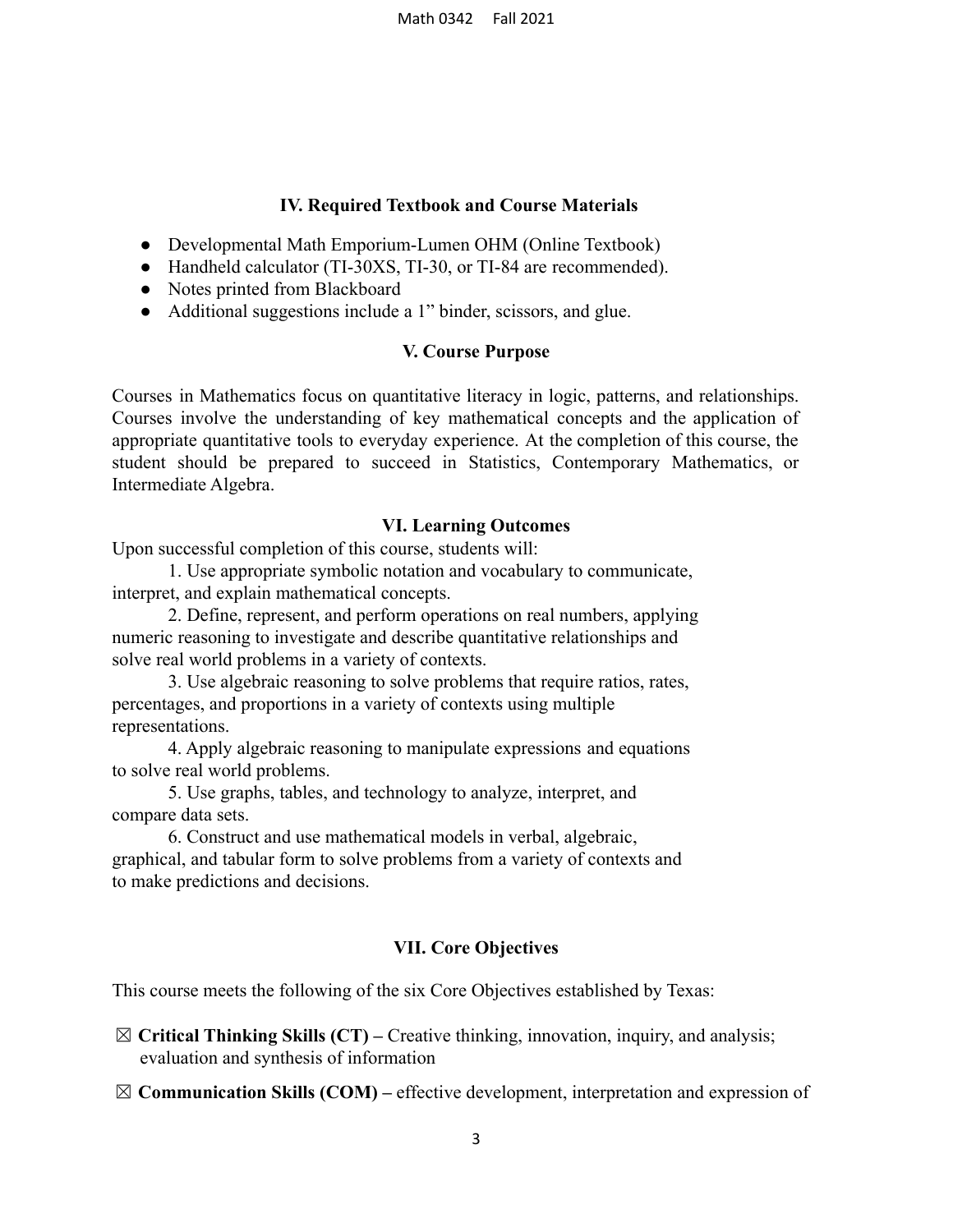## IV. Required Textbook and Course Materials

- Developmental Math Emporium-Lumen OHM (Online Textbook)
- Handheld calculator (TI-30XS, TI-30, or TI-84 are recommended).
- Notes printed from Blackboard
- Additional suggestions include a 1" binder, scissors, and glue.

## V. Course Purpose

Courses in Mathematics focus on quantitative literacy in logic, patterns, and relationships. Courses involve the understanding of key mathematical concepts and the application of appropriate quantitative tools to everyday experience. At the completion of this course, the student should be prepared to succeed in Statistics, Contemporary Mathematics, or Intermediate Algebra.

## VI. Learning Outcomes

Upon successful completion of this course, students will:

1. Use appropriate symbolic notation and vocabulary to communicate, interpret, and explain mathematical concepts.
2. Define, represent, and perform operations on real numbers, applying numeric reasoning to investigate and describe quantitative relationships and solve real world problems in a variety of contexts.
3. Use algebraic reasoning to solve problems that require ratios, rates, percentages, and proportions in a variety of contexts using multiple representations.
4. Apply algebraic reasoning to manipulate expressions and equations to solve real world problems.
5. Use graphs, tables, and technology to analyze, interpret, and compare data sets.
6. Construct and use mathematical models in verbal, algebraic, graphical, and tabular form to solve problems from a variety of contexts and to make predictions and decisions.

## VII. Core Objectives

This course meets the following of the six Core Objectives established by Texas:

☒ **Critical Thinking Skills (CT) –** Creative thinking, innovation, inquiry, and analysis; evaluation and synthesis of information

☒ **Communication Skills (COM) –** effective development, interpretation and expression of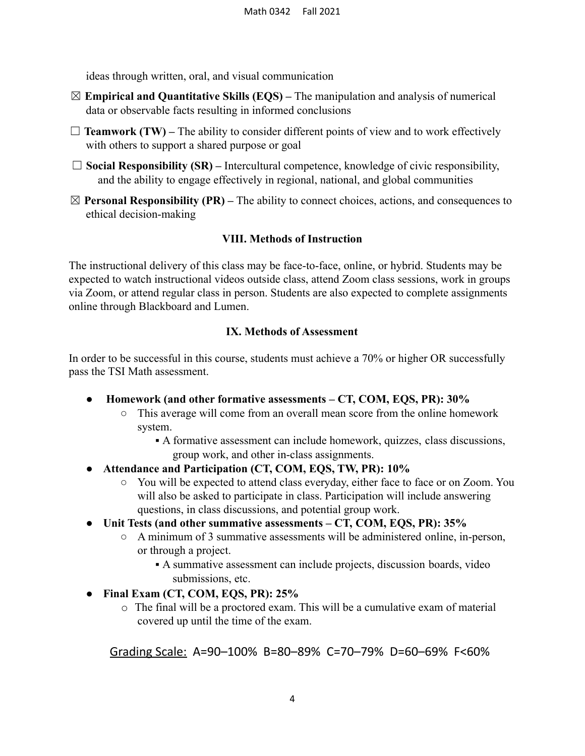ideas through written, oral, and visual communication

☒ **Empirical and Quantitative Skills (EQS) –** The manipulation and analysis of numerical data or observable facts resulting in informed conclusions

☐ **Teamwork (TW) –** The ability to consider different points of view and to work effectively with others to support a shared purpose or goal

☐ **Social Responsibility (SR) –** Intercultural competence, knowledge of civic responsibility, and the ability to engage effectively in regional, national, and global communities

☒ **Personal Responsibility (PR) –** The ability to connect choices, actions, and consequences to ethical decision-making

## VIII. Methods of Instruction

The instructional delivery of this class may be face-to-face, online, or hybrid. Students may be expected to watch instructional videos outside class, attend Zoom class sessions, work in groups via Zoom, or attend regular class in person. Students are also expected to complete assignments online through Blackboard and Lumen.

## IX. Methods of Assessment

In order to be successful in this course, students must achieve a 70% or higher OR successfully pass the TSI Math assessment.

- **Homework (and other formative assessments – CT, COM, EQS, PR): 30%**
  - This average will come from an overall mean score from the online homework system.
    - A formative assessment can include homework, quizzes, class discussions, group work, and other in-class assignments.
- **Attendance and Participation (CT, COM, EQS, TW, PR): 10%**
  - You will be expected to attend class everyday, either face to face or on Zoom. You will also be asked to participate in class. Participation will include answering questions, in class discussions, and potential group work.
- **Unit Tests (and other summative assessments – CT, COM, EQS, PR): 35%**
  - A minimum of 3 summative assessments will be administered online, in-person, or through a project.
    - A summative assessment can include projects, discussion boards, video submissions, etc.
- **Final Exam (CT, COM, EQS, PR): 25%**
  - The final will be a proctored exam. This will be a cumulative exam of material covered up until the time of the exam.

Grading Scale: A=90–100% B=80–89% C=70–79% D=60–69% F<60%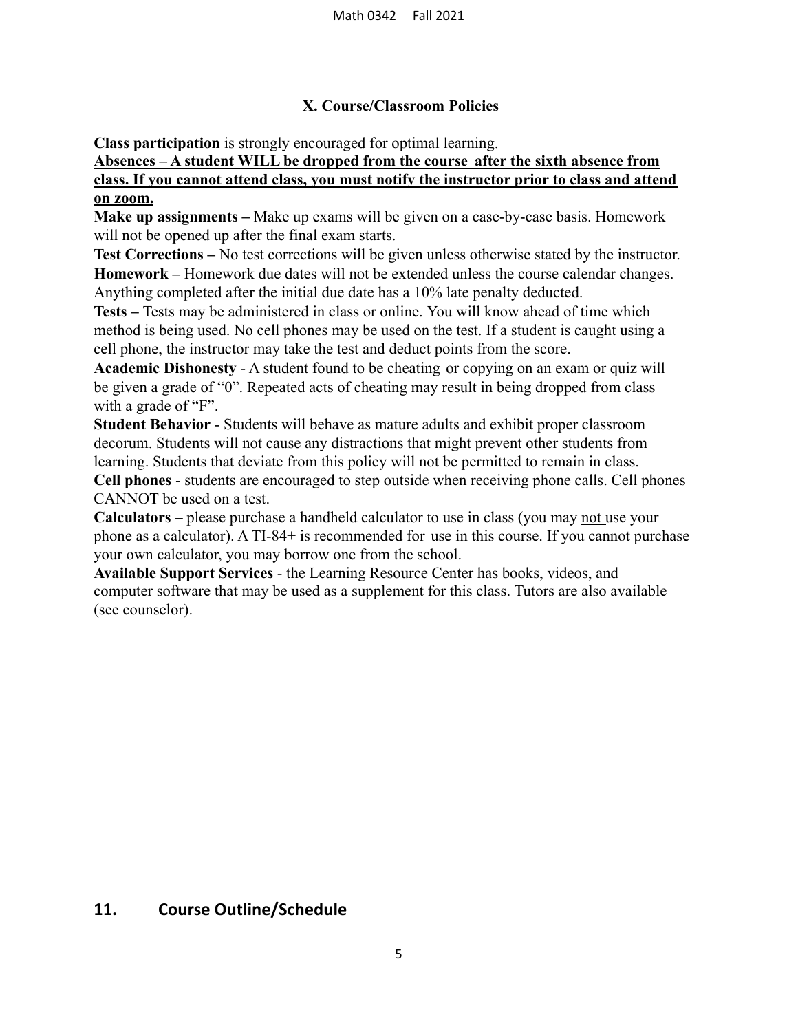### X. Course/Classroom Policies

**Class participation** is strongly encouraged for optimal learning.

**<u>Absences – A student WILL be dropped from the course after the sixth absence from class. If you cannot attend class, you must notify the instructor prior to class and attend on zoom.</u>**

**Make up assignments –** Make up exams will be given on a case-by-case basis. Homework will not be opened up after the final exam starts.

**Test Corrections –** No test corrections will be given unless otherwise stated by the instructor.

**Homework –** Homework due dates will not be extended unless the course calendar changes. Anything completed after the initial due date has a 10% late penalty deducted.

**Tests –** Tests may be administered in class or online. You will know ahead of time which method is being used. No cell phones may be used on the test. If a student is caught using a cell phone, the instructor may take the test and deduct points from the score.

**Academic Dishonesty** - A student found to be cheating or copying on an exam or quiz will be given a grade of "0". Repeated acts of cheating may result in being dropped from class with a grade of "F".

**Student Behavior** - Students will behave as mature adults and exhibit proper classroom decorum. Students will not cause any distractions that might prevent other students from learning. Students that deviate from this policy will not be permitted to remain in class.

**Cell phones** - students are encouraged to step outside when receiving phone calls. Cell phones CANNOT be used on a test.

**Calculators –** please purchase a handheld calculator to use in class (you may <u>not</u> use your phone as a calculator). A TI-84+ is recommended for use in this course. If you cannot purchase your own calculator, you may borrow one from the school.

**Available Support Services** - the Learning Resource Center has books, videos, and computer software that may be used as a supplement for this class. Tutors are also available (see counselor).

## 11. Course Outline/Schedule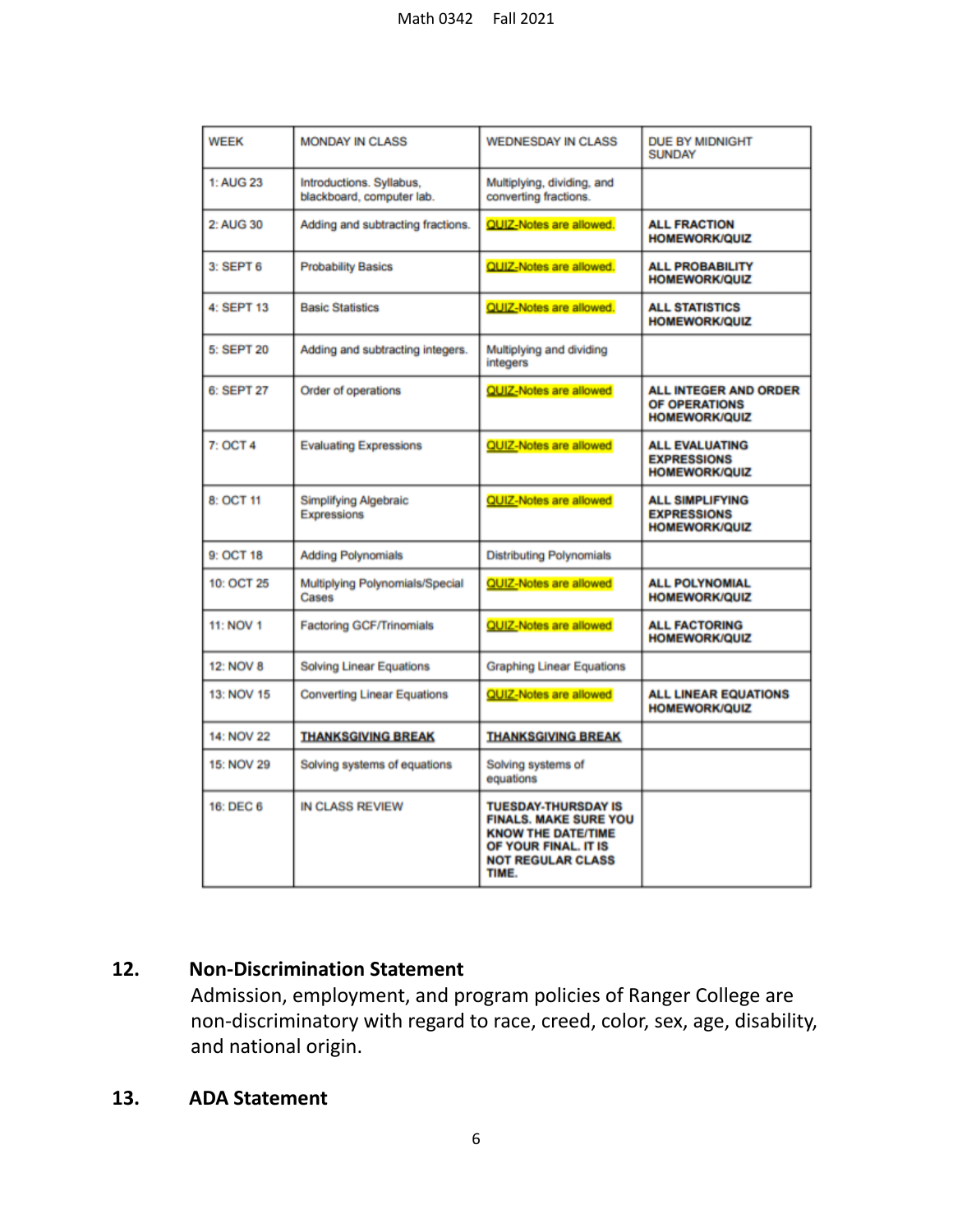| WEEK | MONDAY IN CLASS | WEDNESDAY IN CLASS | DUE BY MIDNIGHT SUNDAY |
|---|---|---|---|
| 1: AUG 23 | Introductions. Syllabus, blackboard, computer lab. | Multiplying, dividing, and converting fractions. | |
| 2: AUG 30 | Adding and subtracting fractions. | QUIZ-Notes are allowed. | **ALL FRACTION HOMEWORK/QUIZ** |
| 3: SEPT 6 | Probability Basics | QUIZ-Notes are allowed. | **ALL PROBABILITY HOMEWORK/QUIZ** |
| 4: SEPT 13 | Basic Statistics | QUIZ-Notes are allowed. | **ALL STATISTICS HOMEWORK/QUIZ** |
| 5: SEPT 20 | Adding and subtracting integers. | Multiplying and dividing integers | |
| 6: SEPT 27 | Order of operations | QUIZ-Notes are allowed | **ALL INTEGER AND ORDER OF OPERATIONS HOMEWORK/QUIZ** |
| 7: OCT 4 | Evaluating Expressions | QUIZ-Notes are allowed | **ALL EVALUATING EXPRESSIONS HOMEWORK/QUIZ** |
| 8: OCT 11 | Simplifying Algebraic Expressions | QUIZ-Notes are allowed | **ALL SIMPLIFYING EXPRESSIONS HOMEWORK/QUIZ** |
| 9: OCT 18 | Adding Polynomials | Distributing Polynomials | |
| 10: OCT 25 | Multiplying Polynomials/Special Cases | QUIZ-Notes are allowed | **ALL POLYNOMIAL HOMEWORK/QUIZ** |
| 11: NOV 1 | Factoring GCF/Trinomials | QUIZ-Notes are allowed | **ALL FACTORING HOMEWORK/QUIZ** |
| 12: NOV 8 | Solving Linear Equations | Graphing Linear Equations | |
| 13: NOV 15 | Converting Linear Equations | QUIZ-Notes are allowed | **ALL LINEAR EQUATIONS HOMEWORK/QUIZ** |
| 14: NOV 22 | **THANKSGIVING BREAK** | **THANKSGIVING BREAK** | |
| 15: NOV 29 | Solving systems of equations | Solving systems of equations | |
| 16: DEC 6 | IN CLASS REVIEW | **TUESDAY-THURSDAY IS FINALS. MAKE SURE YOU KNOW THE DATE/TIME OF YOUR FINAL. IT IS NOT REGULAR CLASS TIME.** | |

## 12. Non-Discrimination Statement

Admission, employment, and program policies of Ranger College are non-discriminatory with regard to race, creed, color, sex, age, disability, and national origin.

## 13. ADA Statement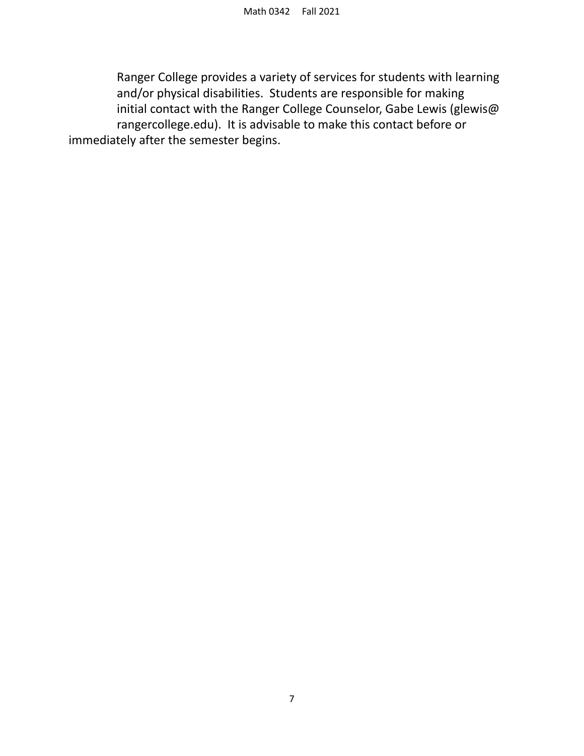Ranger College provides a variety of services for students with learning and/or physical disabilities. Students are responsible for making initial contact with the Ranger College Counselor, Gabe Lewis (glewis@ rangercollege.edu). It is advisable to make this contact before or immediately after the semester begins.